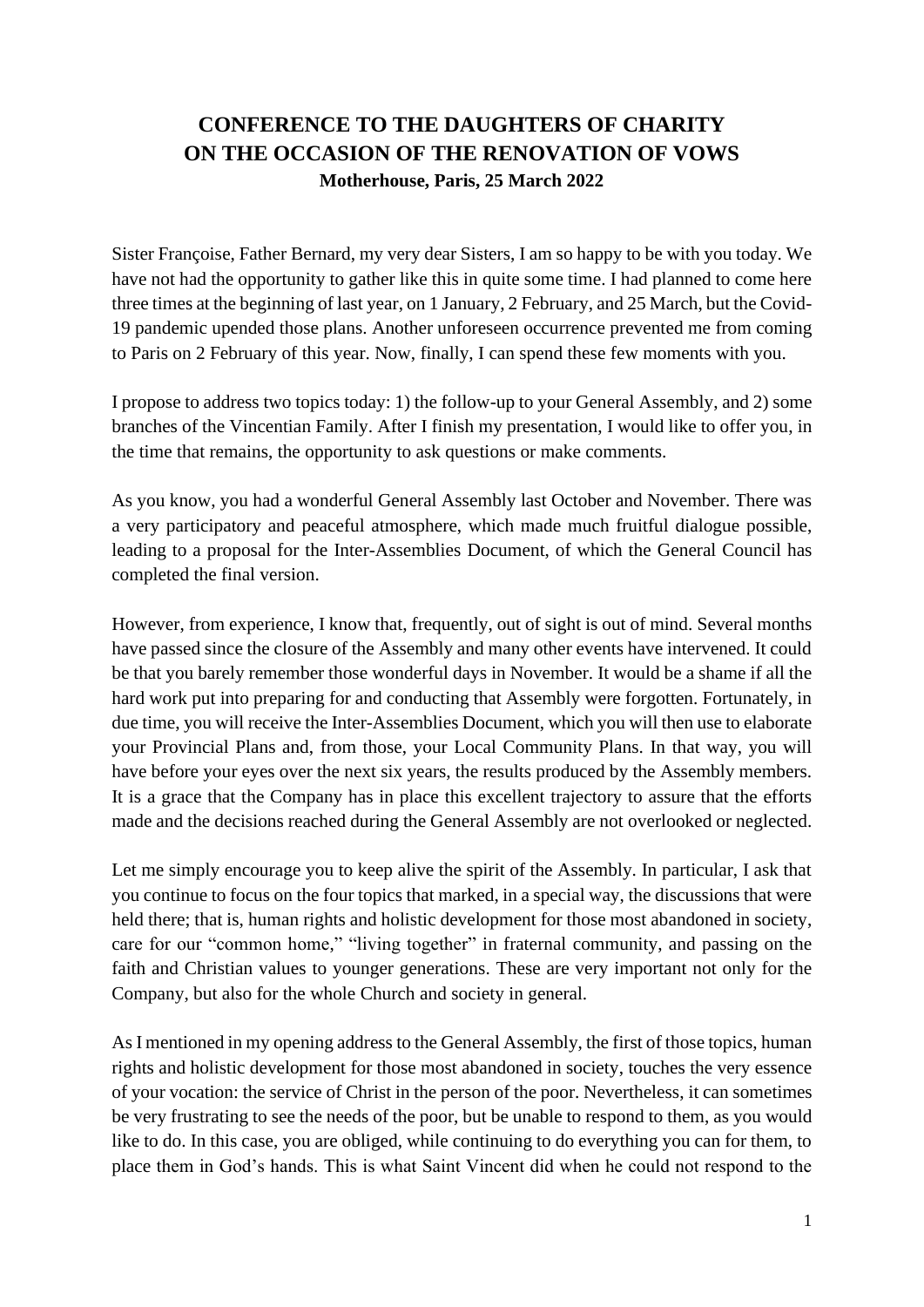# CONFERENCE TO THE DAUGHTERS OF CHARITY ON THE OCCASION OF THE RENOVATION OF VOWS

**Motherhouse, Paris, 25 March 2022**

Sister Françoise, Father Bernard, my very dear Sisters, I am so happy to be with you today. We have not had the opportunity to gather like this in quite some time. I had planned to come here three times at the beginning of last year, on 1 January, 2 February, and 25 March, but the Covid-19 pandemic upended those plans. Another unforeseen occurrence prevented me from coming to Paris on 2 February of this year. Now, finally, I can spend these few moments with you.

I propose to address two topics today: 1) the follow-up to your General Assembly, and 2) some branches of the Vincentian Family. After I finish my presentation, I would like to offer you, in the time that remains, the opportunity to ask questions or make comments.

As you know, you had a wonderful General Assembly last October and November. There was a very participatory and peaceful atmosphere, which made much fruitful dialogue possible, leading to a proposal for the Inter-Assemblies Document, of which the General Council has completed the final version.

However, from experience, I know that, frequently, out of sight is out of mind. Several months have passed since the closure of the Assembly and many other events have intervened. It could be that you barely remember those wonderful days in November. It would be a shame if all the hard work put into preparing for and conducting that Assembly were forgotten. Fortunately, in due time, you will receive the Inter-Assemblies Document, which you will then use to elaborate your Provincial Plans and, from those, your Local Community Plans. In that way, you will have before your eyes over the next six years, the results produced by the Assembly members. It is a grace that the Company has in place this excellent trajectory to assure that the efforts made and the decisions reached during the General Assembly are not overlooked or neglected.

Let me simply encourage you to keep alive the spirit of the Assembly. In particular, I ask that you continue to focus on the four topics that marked, in a special way, the discussions that were held there; that is, human rights and holistic development for those most abandoned in society, care for our "common home," "living together" in fraternal community, and passing on the faith and Christian values to younger generations. These are very important not only for the Company, but also for the whole Church and society in general.

As I mentioned in my opening address to the General Assembly, the first of those topics, human rights and holistic development for those most abandoned in society, touches the very essence of your vocation: the service of Christ in the person of the poor. Nevertheless, it can sometimes be very frustrating to see the needs of the poor, but be unable to respond to them, as you would like to do. In this case, you are obliged, while continuing to do everything you can for them, to place them in God's hands. This is what Saint Vincent did when he could not respond to the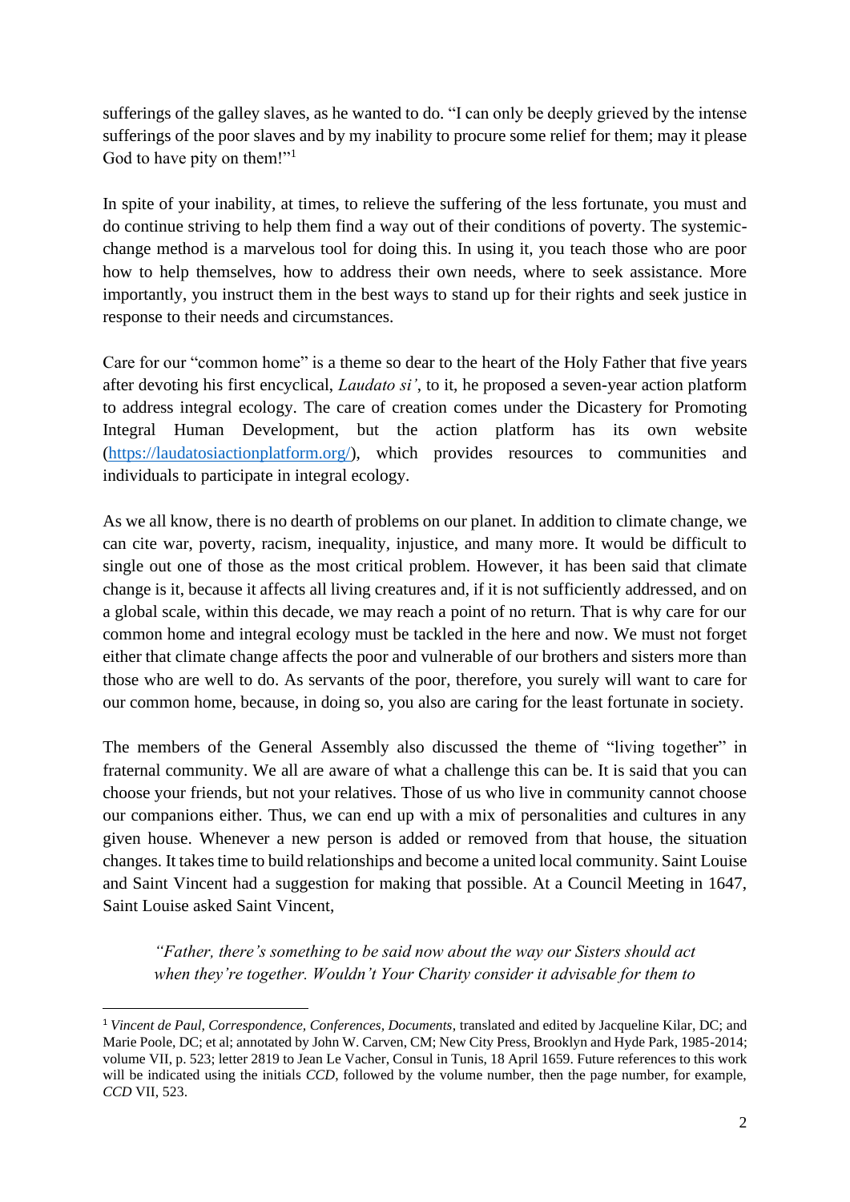sufferings of the galley slaves, as he wanted to do. "I can only be deeply grieved by the intense sufferings of the poor slaves and by my inability to procure some relief for them; may it please God to have pity on them!"[1]

In spite of your inability, at times, to relieve the suffering of the less fortunate, you must and do continue striving to help them find a way out of their conditions of poverty. The systemic-change method is a marvelous tool for doing this. In using it, you teach those who are poor how to help themselves, how to address their own needs, where to seek assistance. More importantly, you instruct them in the best ways to stand up for their rights and seek justice in response to their needs and circumstances.

Care for our "common home" is a theme so dear to the heart of the Holy Father that five years after devoting his first encyclical, *Laudato si'*, to it, he proposed a seven-year action platform to address integral ecology. The care of creation comes under the Dicastery for Promoting Integral Human Development, but the action platform has its own website (https://laudatosiactionplatform.org/), which provides resources to communities and individuals to participate in integral ecology.

As we all know, there is no dearth of problems on our planet. In addition to climate change, we can cite war, poverty, racism, inequality, injustice, and many more. It would be difficult to single out one of those as the most critical problem. However, it has been said that climate change is it, because it affects all living creatures and, if it is not sufficiently addressed, and on a global scale, within this decade, we may reach a point of no return. That is why care for our common home and integral ecology must be tackled in the here and now. We must not forget either that climate change affects the poor and vulnerable of our brothers and sisters more than those who are well to do. As servants of the poor, therefore, you surely will want to care for our common home, because, in doing so, you also are caring for the least fortunate in society.

The members of the General Assembly also discussed the theme of "living together" in fraternal community. We all are aware of what a challenge this can be. It is said that you can choose your friends, but not your relatives. Those of us who live in community cannot choose our companions either. Thus, we can end up with a mix of personalities and cultures in any given house. Whenever a new person is added or removed from that house, the situation changes. It takes time to build relationships and become a united local community. Saint Louise and Saint Vincent had a suggestion for making that possible. At a Council Meeting in 1647, Saint Louise asked Saint Vincent,

> *"Father, there's something to be said now about the way our Sisters should act when they're together. Wouldn't Your Charity consider it advisable for them to*

---

[1] *Vincent de Paul, Correspondence, Conferences, Documents*, translated and edited by Jacqueline Kilar, DC; and Marie Poole, DC; et al; annotated by John W. Carven, CM; New City Press, Brooklyn and Hyde Park, 1985-2014; volume VII, p. 523; letter 2819 to Jean Le Vacher, Consul in Tunis, 18 April 1659. Future references to this work will be indicated using the initials *CCD*, followed by the volume number, then the page number, for example, *CCD* VII, 523.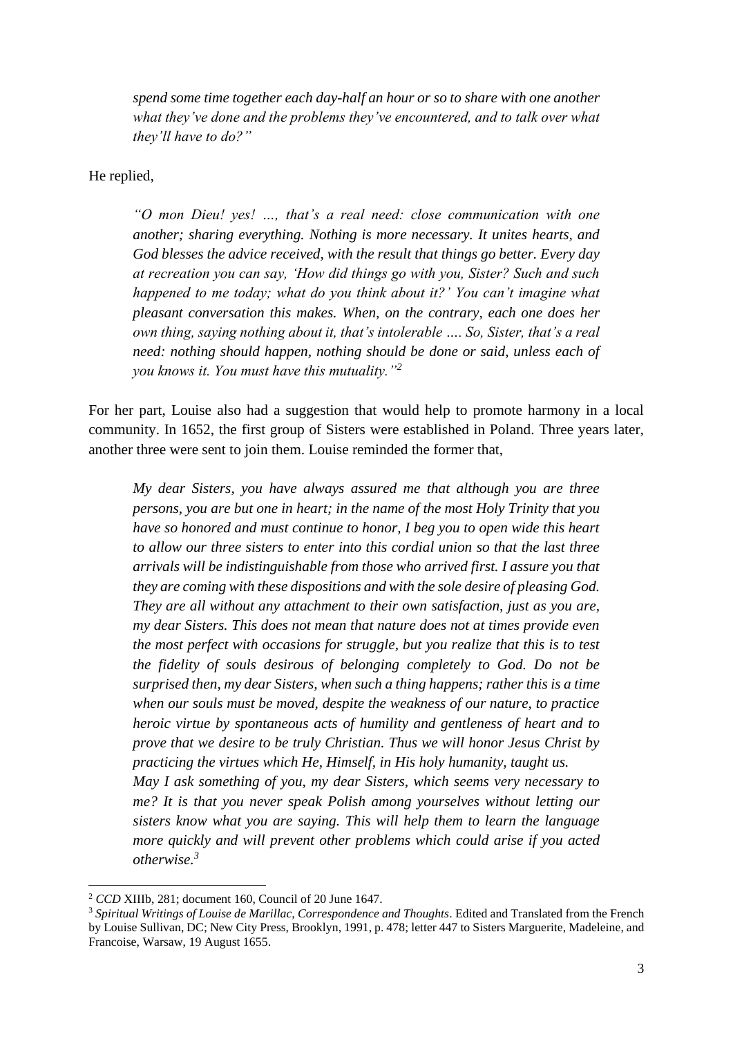*spend some time together each day-half an hour or so to share with one another what they've done and the problems they've encountered, and to talk over what they'll have to do?"*

He replied,

> *"O mon Dieu! yes! …, that's a real need: close communication with one another; sharing everything. Nothing is more necessary. It unites hearts, and God blesses the advice received, with the result that things go better. Every day at recreation you can say, 'How did things go with you, Sister? Such and such happened to me today; what do you think about it?' You can't imagine what pleasant conversation this makes. When, on the contrary, each one does her own thing, saying nothing about it, that's intolerable …. So, Sister, that's a real need: nothing should happen, nothing should be done or said, unless each of you knows it. You must have this mutuality."*[2]

For her part, Louise also had a suggestion that would help to promote harmony in a local community. In 1652, the first group of Sisters were established in Poland. Three years later, another three were sent to join them. Louise reminded the former that,

> *My dear Sisters, you have always assured me that although you are three persons, you are but one in heart; in the name of the most Holy Trinity that you have so honored and must continue to honor, I beg you to open wide this heart to allow our three sisters to enter into this cordial union so that the last three arrivals will be indistinguishable from those who arrived first. I assure you that they are coming with these dispositions and with the sole desire of pleasing God. They are all without any attachment to their own satisfaction, just as you are, my dear Sisters. This does not mean that nature does not at times provide even the most perfect with occasions for struggle, but you realize that this is to test the fidelity of souls desirous of belonging completely to God. Do not be surprised then, my dear Sisters, when such a thing happens; rather this is a time when our souls must be moved, despite the weakness of our nature, to practice heroic virtue by spontaneous acts of humility and gentleness of heart and to prove that we desire to be truly Christian. Thus we will honor Jesus Christ by practicing the virtues which He, Himself, in His holy humanity, taught us.*
>
> *May I ask something of you, my dear Sisters, which seems very necessary to me? It is that you never speak Polish among yourselves without letting our sisters know what you are saying. This will help them to learn the language more quickly and will prevent other problems which could arise if you acted otherwise.*[3]

---

[2] *CCD* XIIIb, 281; document 160, Council of 20 June 1647.

[3] *Spiritual Writings of Louise de Marillac, Correspondence and Thoughts*. Edited and Translated from the French by Louise Sullivan, DC; New City Press, Brooklyn, 1991, p. 478; letter 447 to Sisters Marguerite, Madeleine, and Francoise, Warsaw, 19 August 1655.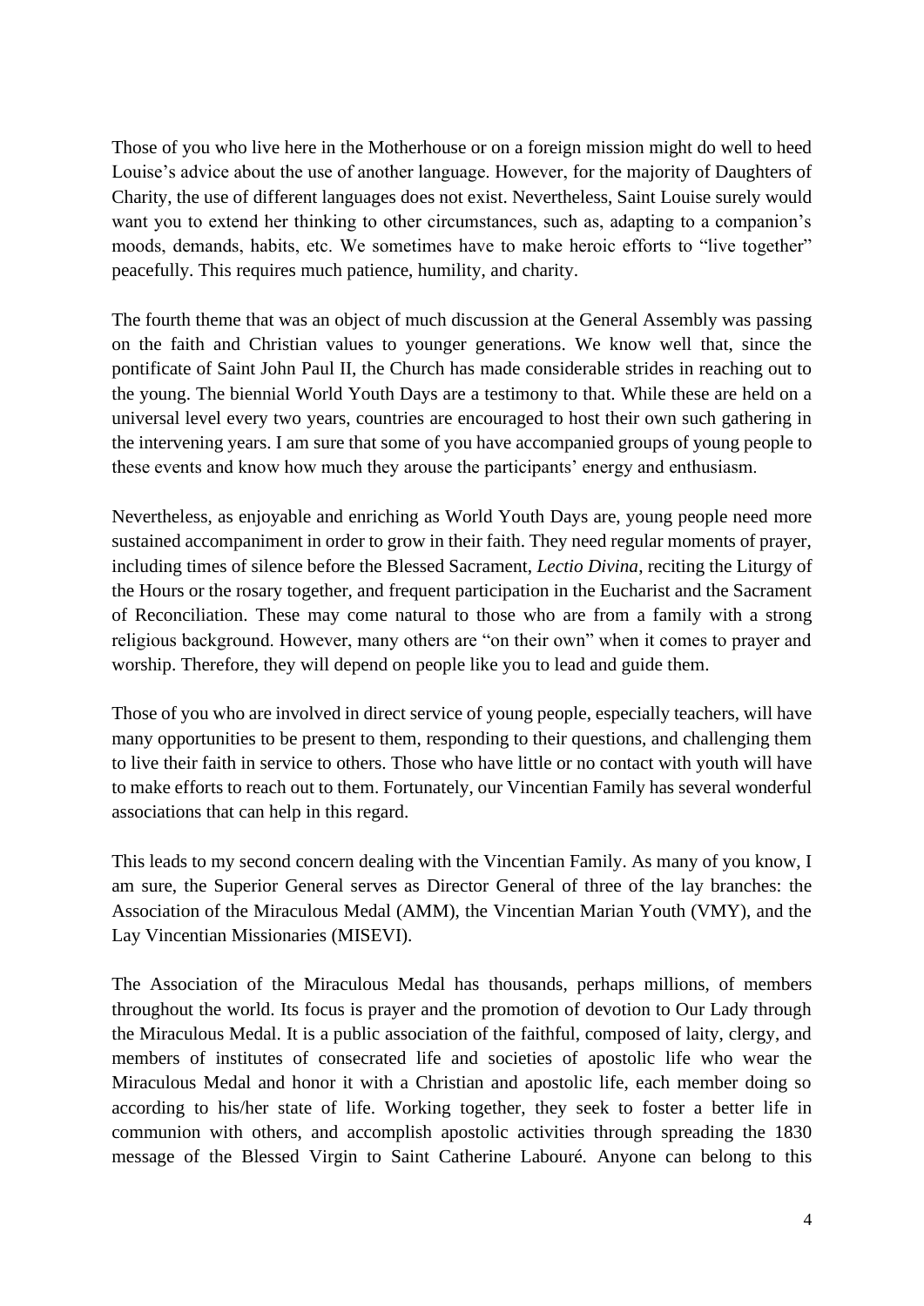Those of you who live here in the Motherhouse or on a foreign mission might do well to heed Louise's advice about the use of another language. However, for the majority of Daughters of Charity, the use of different languages does not exist. Nevertheless, Saint Louise surely would want you to extend her thinking to other circumstances, such as, adapting to a companion's moods, demands, habits, etc. We sometimes have to make heroic efforts to "live together" peacefully. This requires much patience, humility, and charity.

The fourth theme that was an object of much discussion at the General Assembly was passing on the faith and Christian values to younger generations. We know well that, since the pontificate of Saint John Paul II, the Church has made considerable strides in reaching out to the young. The biennial World Youth Days are a testimony to that. While these are held on a universal level every two years, countries are encouraged to host their own such gathering in the intervening years. I am sure that some of you have accompanied groups of young people to these events and know how much they arouse the participants' energy and enthusiasm.

Nevertheless, as enjoyable and enriching as World Youth Days are, young people need more sustained accompaniment in order to grow in their faith. They need regular moments of prayer, including times of silence before the Blessed Sacrament, *Lectio Divina*, reciting the Liturgy of the Hours or the rosary together, and frequent participation in the Eucharist and the Sacrament of Reconciliation. These may come natural to those who are from a family with a strong religious background. However, many others are "on their own" when it comes to prayer and worship. Therefore, they will depend on people like you to lead and guide them.

Those of you who are involved in direct service of young people, especially teachers, will have many opportunities to be present to them, responding to their questions, and challenging them to live their faith in service to others. Those who have little or no contact with youth will have to make efforts to reach out to them. Fortunately, our Vincentian Family has several wonderful associations that can help in this regard.

This leads to my second concern dealing with the Vincentian Family. As many of you know, I am sure, the Superior General serves as Director General of three of the lay branches: the Association of the Miraculous Medal (AMM), the Vincentian Marian Youth (VMY), and the Lay Vincentian Missionaries (MISEVI).

The Association of the Miraculous Medal has thousands, perhaps millions, of members throughout the world. Its focus is prayer and the promotion of devotion to Our Lady through the Miraculous Medal. It is a public association of the faithful, composed of laity, clergy, and members of institutes of consecrated life and societies of apostolic life who wear the Miraculous Medal and honor it with a Christian and apostolic life, each member doing so according to his/her state of life. Working together, they seek to foster a better life in communion with others, and accomplish apostolic activities through spreading the 1830 message of the Blessed Virgin to Saint Catherine Labouré. Anyone can belong to this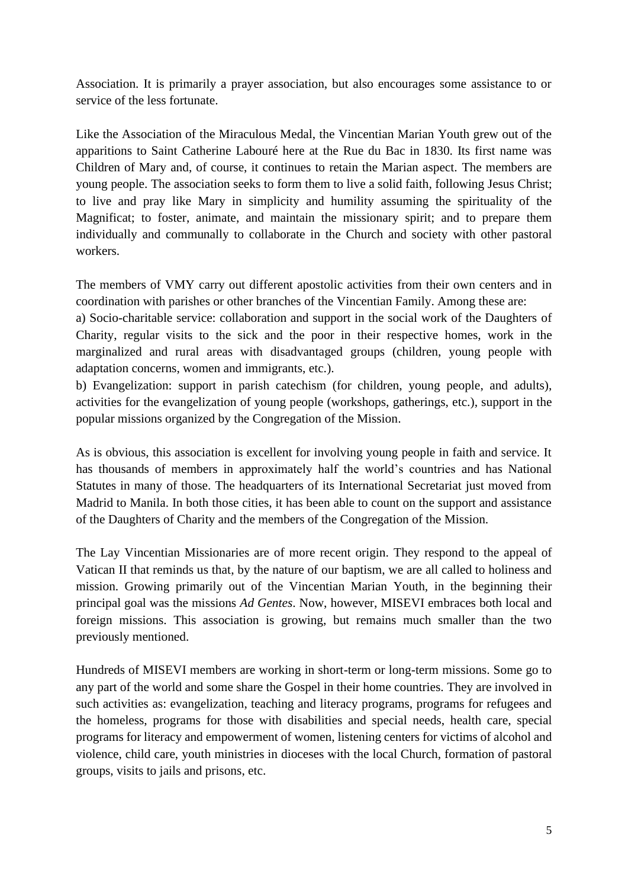Association. It is primarily a prayer association, but also encourages some assistance to or service of the less fortunate.

Like the Association of the Miraculous Medal, the Vincentian Marian Youth grew out of the apparitions to Saint Catherine Labouré here at the Rue du Bac in 1830. Its first name was Children of Mary and, of course, it continues to retain the Marian aspect. The members are young people. The association seeks to form them to live a solid faith, following Jesus Christ; to live and pray like Mary in simplicity and humility assuming the spirituality of the Magnificat; to foster, animate, and maintain the missionary spirit; and to prepare them individually and communally to collaborate in the Church and society with other pastoral workers.

The members of VMY carry out different apostolic activities from their own centers and in coordination with parishes or other branches of the Vincentian Family. Among these are:
a) Socio-charitable service: collaboration and support in the social work of the Daughters of Charity, regular visits to the sick and the poor in their respective homes, work in the marginalized and rural areas with disadvantaged groups (children, young people with adaptation concerns, women and immigrants, etc.).
b) Evangelization: support in parish catechism (for children, young people, and adults), activities for the evangelization of young people (workshops, gatherings, etc.), support in the popular missions organized by the Congregation of the Mission.

As is obvious, this association is excellent for involving young people in faith and service. It has thousands of members in approximately half the world's countries and has National Statutes in many of those. The headquarters of its International Secretariat just moved from Madrid to Manila. In both those cities, it has been able to count on the support and assistance of the Daughters of Charity and the members of the Congregation of the Mission.

The Lay Vincentian Missionaries are of more recent origin. They respond to the appeal of Vatican II that reminds us that, by the nature of our baptism, we are all called to holiness and mission. Growing primarily out of the Vincentian Marian Youth, in the beginning their principal goal was the missions *Ad Gentes*. Now, however, MISEVI embraces both local and foreign missions. This association is growing, but remains much smaller than the two previously mentioned.

Hundreds of MISEVI members are working in short-term or long-term missions. Some go to any part of the world and some share the Gospel in their home countries. They are involved in such activities as: evangelization, teaching and literacy programs, programs for refugees and the homeless, programs for those with disabilities and special needs, health care, special programs for literacy and empowerment of women, listening centers for victims of alcohol and violence, child care, youth ministries in dioceses with the local Church, formation of pastoral groups, visits to jails and prisons, etc.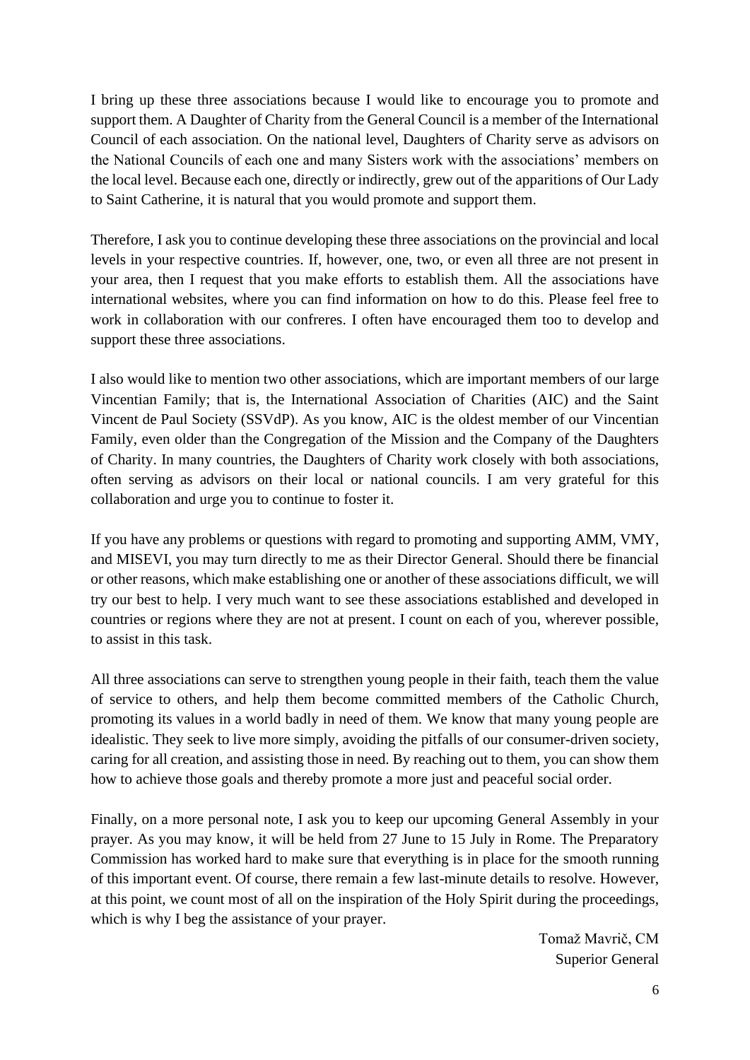I bring up these three associations because I would like to encourage you to promote and support them. A Daughter of Charity from the General Council is a member of the International Council of each association. On the national level, Daughters of Charity serve as advisors on the National Councils of each one and many Sisters work with the associations' members on the local level. Because each one, directly or indirectly, grew out of the apparitions of Our Lady to Saint Catherine, it is natural that you would promote and support them.

Therefore, I ask you to continue developing these three associations on the provincial and local levels in your respective countries. If, however, one, two, or even all three are not present in your area, then I request that you make efforts to establish them. All the associations have international websites, where you can find information on how to do this. Please feel free to work in collaboration with our confreres. I often have encouraged them too to develop and support these three associations.

I also would like to mention two other associations, which are important members of our large Vincentian Family; that is, the International Association of Charities (AIC) and the Saint Vincent de Paul Society (SSVdP). As you know, AIC is the oldest member of our Vincentian Family, even older than the Congregation of the Mission and the Company of the Daughters of Charity. In many countries, the Daughters of Charity work closely with both associations, often serving as advisors on their local or national councils. I am very grateful for this collaboration and urge you to continue to foster it.

If you have any problems or questions with regard to promoting and supporting AMM, VMY, and MISEVI, you may turn directly to me as their Director General. Should there be financial or other reasons, which make establishing one or another of these associations difficult, we will try our best to help. I very much want to see these associations established and developed in countries or regions where they are not at present. I count on each of you, wherever possible, to assist in this task.

All three associations can serve to strengthen young people in their faith, teach them the value of service to others, and help them become committed members of the Catholic Church, promoting its values in a world badly in need of them. We know that many young people are idealistic. They seek to live more simply, avoiding the pitfalls of our consumer-driven society, caring for all creation, and assisting those in need. By reaching out to them, you can show them how to achieve those goals and thereby promote a more just and peaceful social order.

Finally, on a more personal note, I ask you to keep our upcoming General Assembly in your prayer. As you may know, it will be held from 27 June to 15 July in Rome. The Preparatory Commission has worked hard to make sure that everything is in place for the smooth running of this important event. Of course, there remain a few last-minute details to resolve. However, at this point, we count most of all on the inspiration of the Holy Spirit during the proceedings, which is why I beg the assistance of your prayer.

Tomaž Mavrič, CM
Superior General